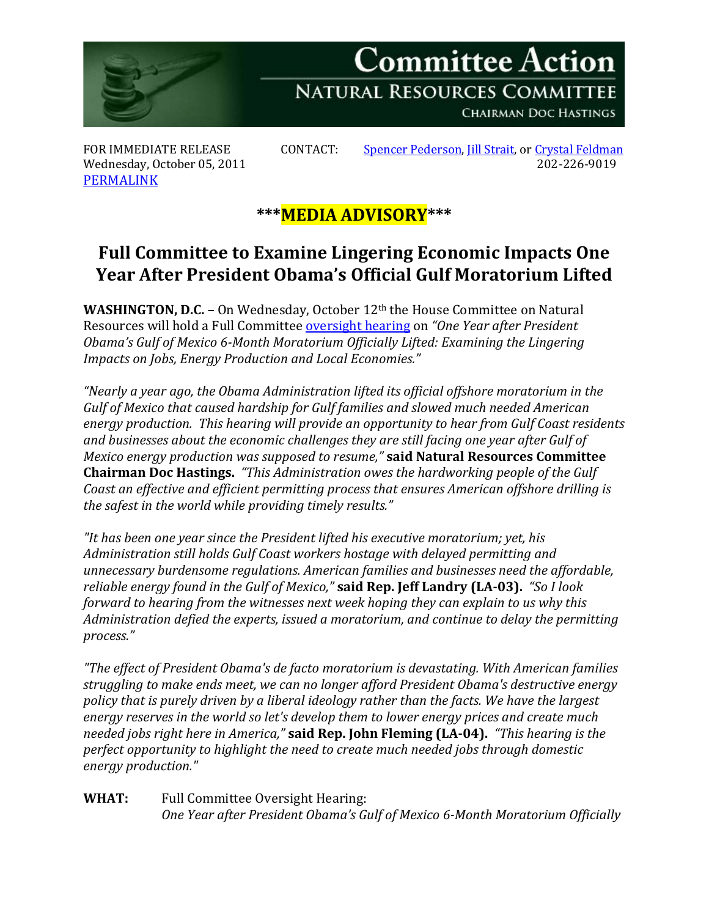# Committee Action

## NATURAL RESOURCES COMMITTEE

CHAIRMAN DOC HASTINGS

FOR IMMEDIATE RELEASE
Wednesday, October 05, 2011
PERMALINK

CONTACT: Spencer Pederson, Jill Strait, or Crystal Feldman
202-226-9019

***MEDIA ADVISORY***

## Full Committee to Examine Lingering Economic Impacts One Year After President Obama's Official Gulf Moratorium Lifted

**WASHINGTON, D.C. –** On Wednesday, October 12th the House Committee on Natural Resources will hold a Full Committee oversight hearing on *"One Year after President Obama's Gulf of Mexico 6-Month Moratorium Officially Lifted: Examining the Lingering Impacts on Jobs, Energy Production and Local Economies."*

*"Nearly a year ago, the Obama Administration lifted its official offshore moratorium in the Gulf of Mexico that caused hardship for Gulf families and slowed much needed American energy production. This hearing will provide an opportunity to hear from Gulf Coast residents and businesses about the economic challenges they are still facing one year after Gulf of Mexico energy production was supposed to resume,"* **said Natural Resources Committee Chairman Doc Hastings.** *"This Administration owes the hardworking people of the Gulf Coast an effective and efficient permitting process that ensures American offshore drilling is the safest in the world while providing timely results."*

*"It has been one year since the President lifted his executive moratorium; yet, his Administration still holds Gulf Coast workers hostage with delayed permitting and unnecessary burdensome regulations. American families and businesses need the affordable, reliable energy found in the Gulf of Mexico,"* **said Rep. Jeff Landry (LA-03).** *"So I look forward to hearing from the witnesses next week hoping they can explain to us why this Administration defied the experts, issued a moratorium, and continue to delay the permitting process."*

*"The effect of President Obama's de facto moratorium is devastating. With American families struggling to make ends meet, we can no longer afford President Obama's destructive energy policy that is purely driven by a liberal ideology rather than the facts. We have the largest energy reserves in the world so let's develop them to lower energy prices and create much needed jobs right here in America,"* **said Rep. John Fleming (LA-04).** *"This hearing is the perfect opportunity to highlight the need to create much needed jobs through domestic energy production."*

**WHAT:** Full Committee Oversight Hearing:
*One Year after President Obama's Gulf of Mexico 6-Month Moratorium Officially*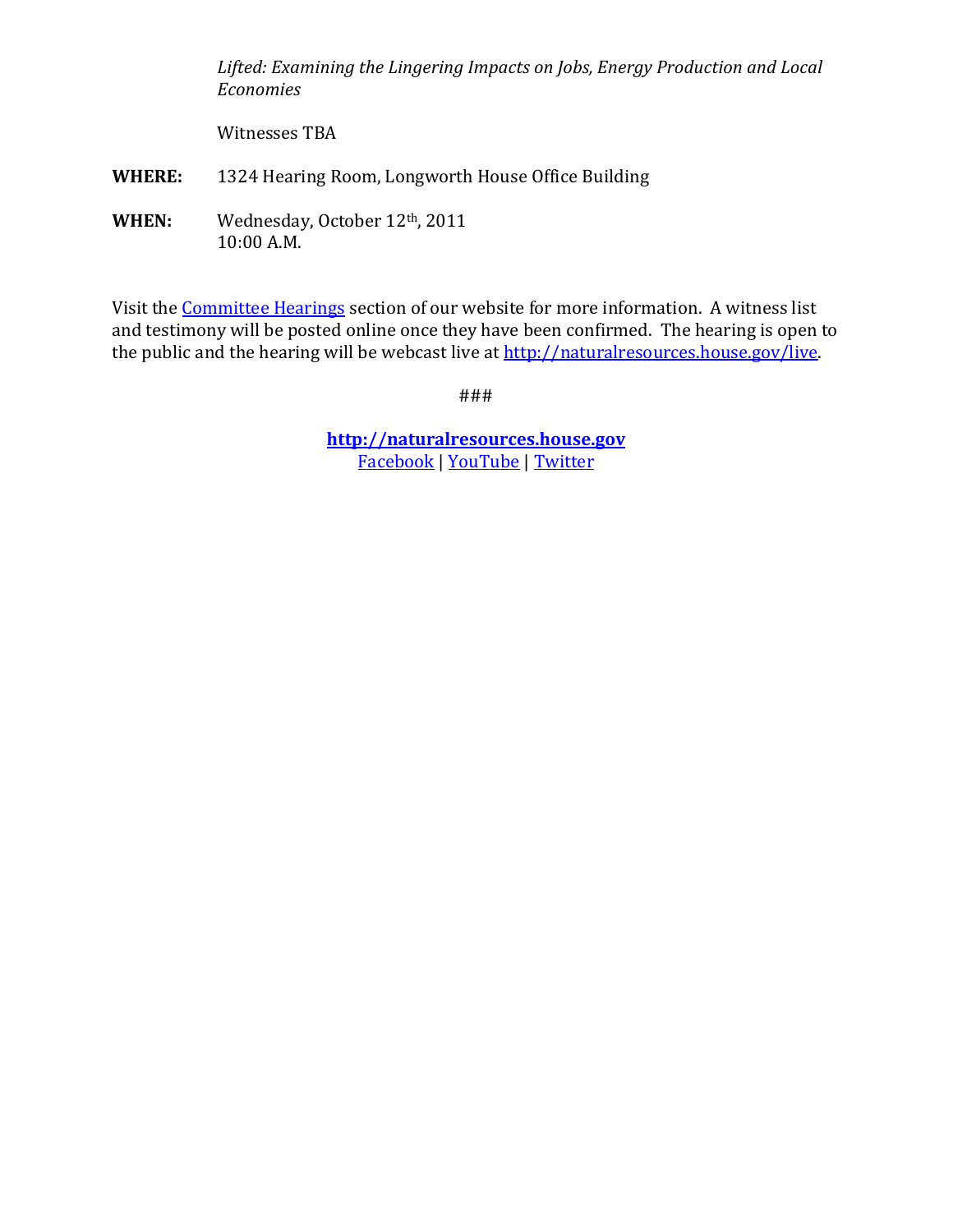*Lifted: Examining the Lingering Impacts on Jobs, Energy Production and Local Economies*

Witnesses TBA

**WHERE:** 1324 Hearing Room, Longworth House Office Building

**WHEN:** Wednesday, October 12th, 2011
10:00 A.M.

Visit the Committee Hearings section of our website for more information. A witness list and testimony will be posted online once they have been confirmed. The hearing is open to the public and the hearing will be webcast live at http://naturalresources.house.gov/live.

###

**http://naturalresources.house.gov**
Facebook | YouTube | Twitter